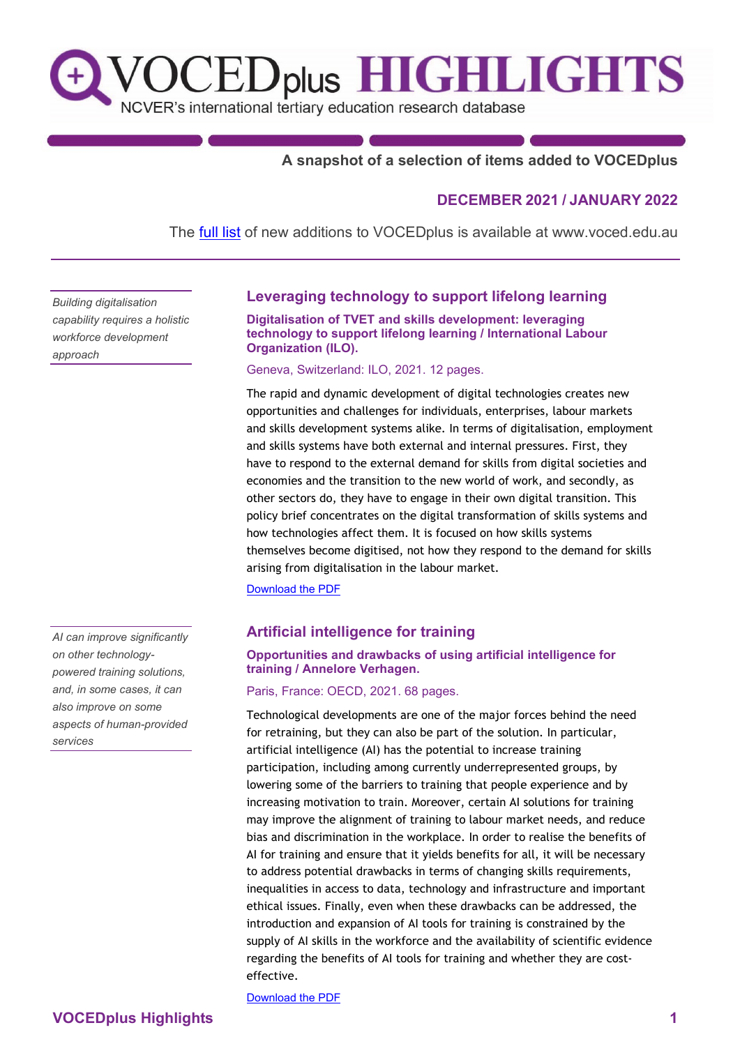# VOCEDplus HIGHLIGHTS

NCVER's international tertiary education research database

**A snapshot of a selection of items added to VOCEDplus**

**DECEMBER 2021 / JANUARY 2022**

The [full list](https://www.voced.edu.au) of new additions to VOCEDplus is available at www.voced.edu.au

---

*Building digitalisation capability requires a holistic workforce development approach*

## Leveraging technology to support lifelong learning

**Digitalisation of TVET and skills development: leveraging technology to support lifelong learning / International Labour Organization (ILO).**

Geneva, Switzerland: ILO, 2021. 12 pages.

The rapid and dynamic development of digital technologies creates new opportunities and challenges for individuals, enterprises, labour markets and skills development systems alike. In terms of digitalisation, employment and skills systems have both external and internal pressures. First, they have to respond to the external demand for skills from digital societies and economies and the transition to the new world of work, and secondly, as other sectors do, they have to engage in their own digital transition. This policy brief concentrates on the digital transformation of skills systems and how technologies affect them. It is focused on how skills systems themselves become digitised, not how they respond to the demand for skills arising from digitalisation in the labour market.

Download the PDF

*AI can improve significantly on other technology-powered training solutions, and, in some cases, it can also improve on some aspects of human-provided services*

## Artificial intelligence for training

**Opportunities and drawbacks of using artificial intelligence for training / Annelore Verhagen.**

Paris, France: OECD, 2021. 68 pages.

Technological developments are one of the major forces behind the need for retraining, but they can also be part of the solution. In particular, artificial intelligence (AI) has the potential to increase training participation, including among currently underrepresented groups, by lowering some of the barriers to training that people experience and by increasing motivation to train. Moreover, certain AI solutions for training may improve the alignment of training to labour market needs, and reduce bias and discrimination in the workplace. In order to realise the benefits of AI for training and ensure that it yields benefits for all, it will be necessary to address potential drawbacks in terms of changing skills requirements, inequalities in access to data, technology and infrastructure and important ethical issues. Finally, even when these drawbacks can be addressed, the introduction and expansion of AI tools for training is constrained by the supply of AI skills in the workforce and the availability of scientific evidence regarding the benefits of AI tools for training and whether they are cost-effective.

Download the PDF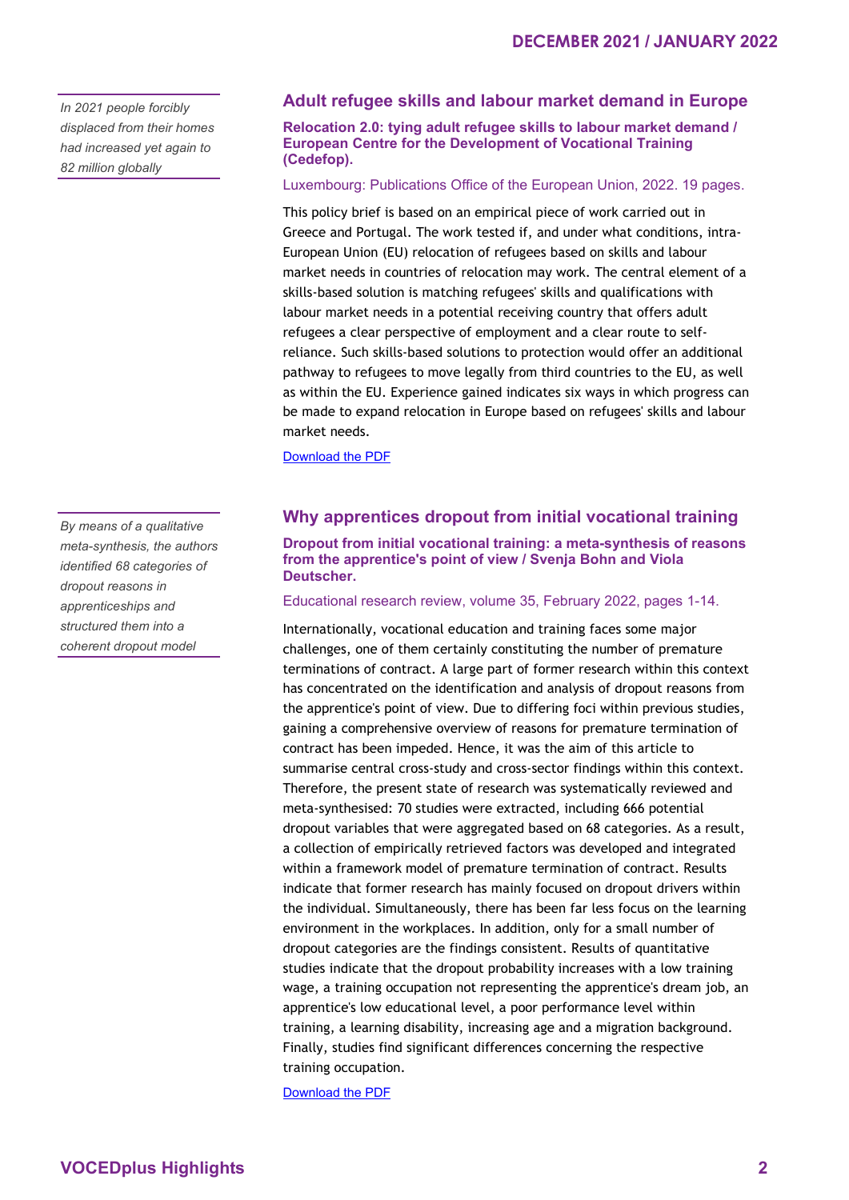*In 2021 people forcibly displaced from their homes had increased yet again to 82 million globally*

## Adult refugee skills and labour market demand in Europe

**Relocation 2.0: tying adult refugee skills to labour market demand / European Centre for the Development of Vocational Training (Cedefop).**

Luxembourg: Publications Office of the European Union, 2022. 19 pages.

This policy brief is based on an empirical piece of work carried out in Greece and Portugal. The work tested if, and under what conditions, intra-European Union (EU) relocation of refugees based on skills and labour market needs in countries of relocation may work. The central element of a skills-based solution is matching refugees' skills and qualifications with labour market needs in a potential receiving country that offers adult refugees a clear perspective of employment and a clear route to self-reliance. Such skills-based solutions to protection would offer an additional pathway to refugees to move legally from third countries to the EU, as well as within the EU. Experience gained indicates six ways in which progress can be made to expand relocation in Europe based on refugees' skills and labour market needs.

Download the PDF

*By means of a qualitative meta-synthesis, the authors identified 68 categories of dropout reasons in apprenticeships and structured them into a coherent dropout model*

## Why apprentices dropout from initial vocational training

**Dropout from initial vocational training: a meta-synthesis of reasons from the apprentice's point of view / Svenja Bohn and Viola Deutscher.**

Educational research review, volume 35, February 2022, pages 1-14.

Internationally, vocational education and training faces some major challenges, one of them certainly constituting the number of premature terminations of contract. A large part of former research within this context has concentrated on the identification and analysis of dropout reasons from the apprentice's point of view. Due to differing foci within previous studies, gaining a comprehensive overview of reasons for premature termination of contract has been impeded. Hence, it was the aim of this article to summarise central cross-study and cross-sector findings within this context. Therefore, the present state of research was systematically reviewed and meta-synthesised: 70 studies were extracted, including 666 potential dropout variables that were aggregated based on 68 categories. As a result, a collection of empirically retrieved factors was developed and integrated within a framework model of premature termination of contract. Results indicate that former research has mainly focused on dropout drivers within the individual. Simultaneously, there has been far less focus on the learning environment in the workplaces. In addition, only for a small number of dropout categories are the findings consistent. Results of quantitative studies indicate that the dropout probability increases with a low training wage, a training occupation not representing the apprentice's dream job, an apprentice's low educational level, a poor performance level within training, a learning disability, increasing age and a migration background. Finally, studies find significant differences concerning the respective training occupation.

Download the PDF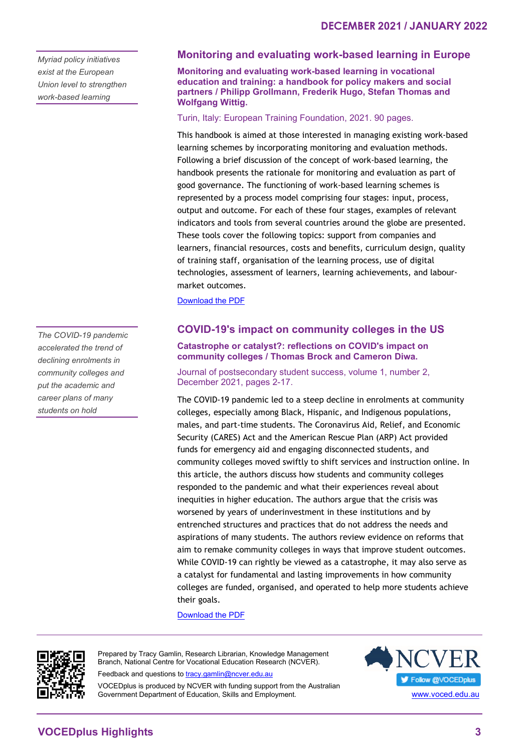## Monitoring and evaluating work-based learning in Europe

*Myriad policy initiatives exist at the European Union level to strengthen work-based learning*

**Monitoring and evaluating work-based learning in vocational education and training: a handbook for policy makers and social partners / Philipp Grollmann, Frederik Hugo, Stefan Thomas and Wolfgang Wittig.**

Turin, Italy: European Training Foundation, 2021. 90 pages.

This handbook is aimed at those interested in managing existing work-based learning schemes by incorporating monitoring and evaluation methods. Following a brief discussion of the concept of work-based learning, the handbook presents the rationale for monitoring and evaluation as part of good governance. The functioning of work-based learning schemes is represented by a process model comprising four stages: input, process, output and outcome. For each of these four stages, examples of relevant indicators and tools from several countries around the globe are presented. These tools cover the following topics: support from companies and learners, financial resources, costs and benefits, curriculum design, quality of training staff, organisation of the learning process, use of digital technologies, assessment of learners, learning achievements, and labour-market outcomes.

Download the PDF

## COVID-19's impact on community colleges in the US

*The COVID-19 pandemic accelerated the trend of declining enrolments in community colleges and put the academic and career plans of many students on hold*

**Catastrophe or catalyst?: reflections on COVID's impact on community colleges / Thomas Brock and Cameron Diwa.**

Journal of postsecondary student success, volume 1, number 2, December 2021, pages 2-17.

The COVID-19 pandemic led to a steep decline in enrolments at community colleges, especially among Black, Hispanic, and Indigenous populations, males, and part-time students. The Coronavirus Aid, Relief, and Economic Security (CARES) Act and the American Rescue Plan (ARP) Act provided funds for emergency aid and engaging disconnected students, and community colleges moved swiftly to shift services and instruction online. In this article, the authors discuss how students and community colleges responded to the pandemic and what their experiences reveal about inequities in higher education. The authors argue that the crisis was worsened by years of underinvestment in these institutions and by entrenched structures and practices that do not address the needs and aspirations of many students. The authors review evidence on reforms that aim to remake community colleges in ways that improve student outcomes. While COVID-19 can rightly be viewed as a catastrophe, it may also serve as a catalyst for fundamental and lasting improvements in how community colleges are funded, organised, and operated to help more students achieve their goals.

Download the PDF

---

Prepared by Tracy Gamlin, Research Librarian, Knowledge Management Branch, National Centre for Vocational Education Research (NCVER).

Feedback and questions to tracy.gamlin@ncver.edu.au

VOCEDplus is produced by NCVER with funding support from the Australian Government Department of Education, Skills and Employment.

NCVER

Follow @VOCEDplus

www.voced.edu.au